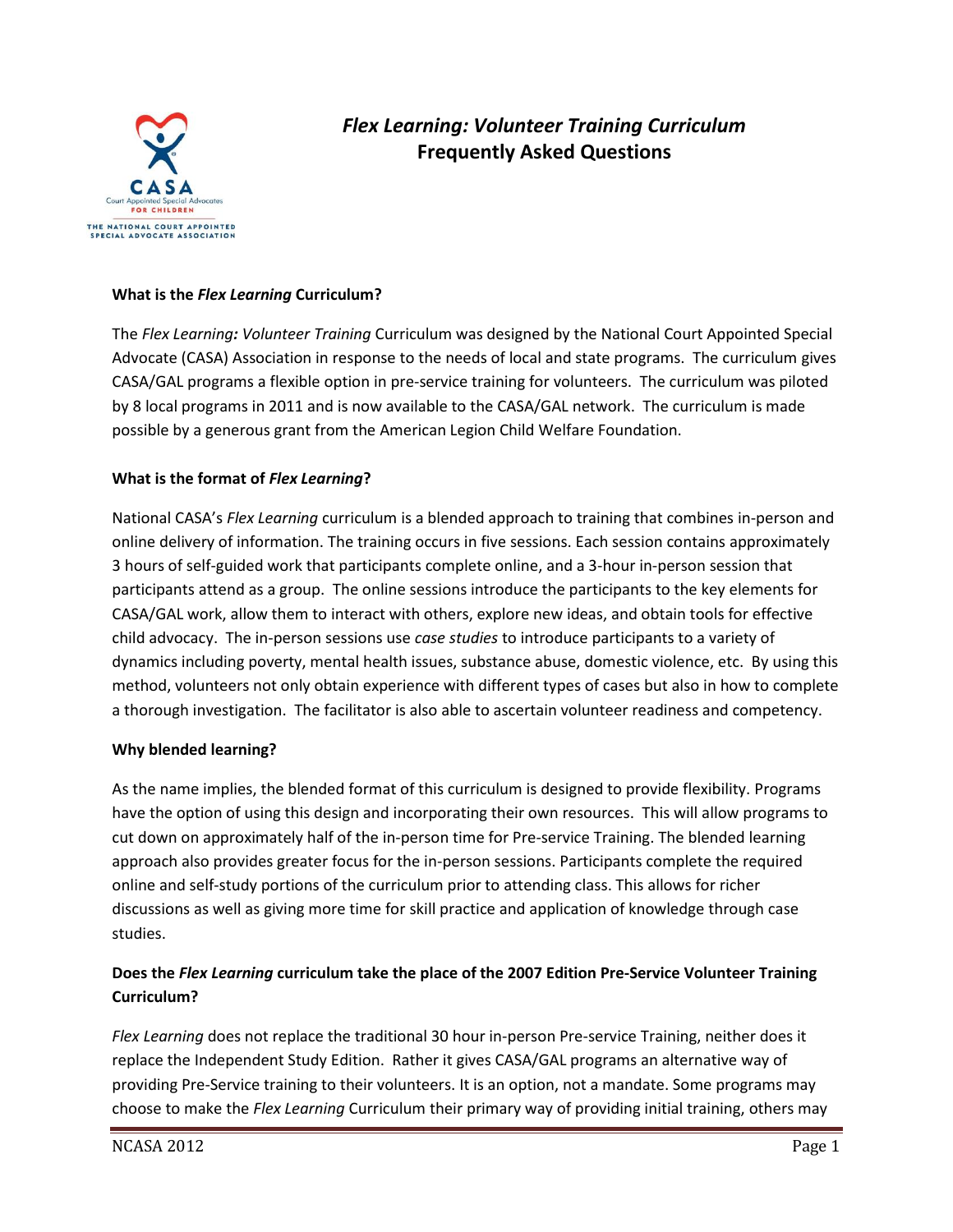# *Flex Learning: Volunteer Training Curriculum*
# Frequently Asked Questions

**What is the *Flex Learning* Curriculum?**

The *Flex Learning: Volunteer Training* Curriculum was designed by the National Court Appointed Special Advocate (CASA) Association in response to the needs of local and state programs. The curriculum gives CASA/GAL programs a flexible option in pre-service training for volunteers. The curriculum was piloted by 8 local programs in 2011 and is now available to the CASA/GAL network. The curriculum is made possible by a generous grant from the American Legion Child Welfare Foundation.

**What is the format of *Flex Learning*?**

National CASA's *Flex Learning* curriculum is a blended approach to training that combines in-person and online delivery of information. The training occurs in five sessions. Each session contains approximately 3 hours of self-guided work that participants complete online, and a 3-hour in-person session that participants attend as a group. The online sessions introduce the participants to the key elements for CASA/GAL work, allow them to interact with others, explore new ideas, and obtain tools for effective child advocacy. The in-person sessions use *case studies* to introduce participants to a variety of dynamics including poverty, mental health issues, substance abuse, domestic violence, etc. By using this method, volunteers not only obtain experience with different types of cases but also in how to complete a thorough investigation. The facilitator is also able to ascertain volunteer readiness and competency.

**Why blended learning?**

As the name implies, the blended format of this curriculum is designed to provide flexibility. Programs have the option of using this design and incorporating their own resources. This will allow programs to cut down on approximately half of the in-person time for Pre-service Training. The blended learning approach also provides greater focus for the in-person sessions. Participants complete the required online and self-study portions of the curriculum prior to attending class. This allows for richer discussions as well as giving more time for skill practice and application of knowledge through case studies.

**Does the *Flex Learning* curriculum take the place of the 2007 Edition Pre-Service Volunteer Training Curriculum?**

*Flex Learning* does not replace the traditional 30 hour in-person Pre-service Training, neither does it replace the Independent Study Edition. Rather it gives CASA/GAL programs an alternative way of providing Pre-Service training to their volunteers. It is an option, not a mandate. Some programs may choose to make the *Flex Learning* Curriculum their primary way of providing initial training, others may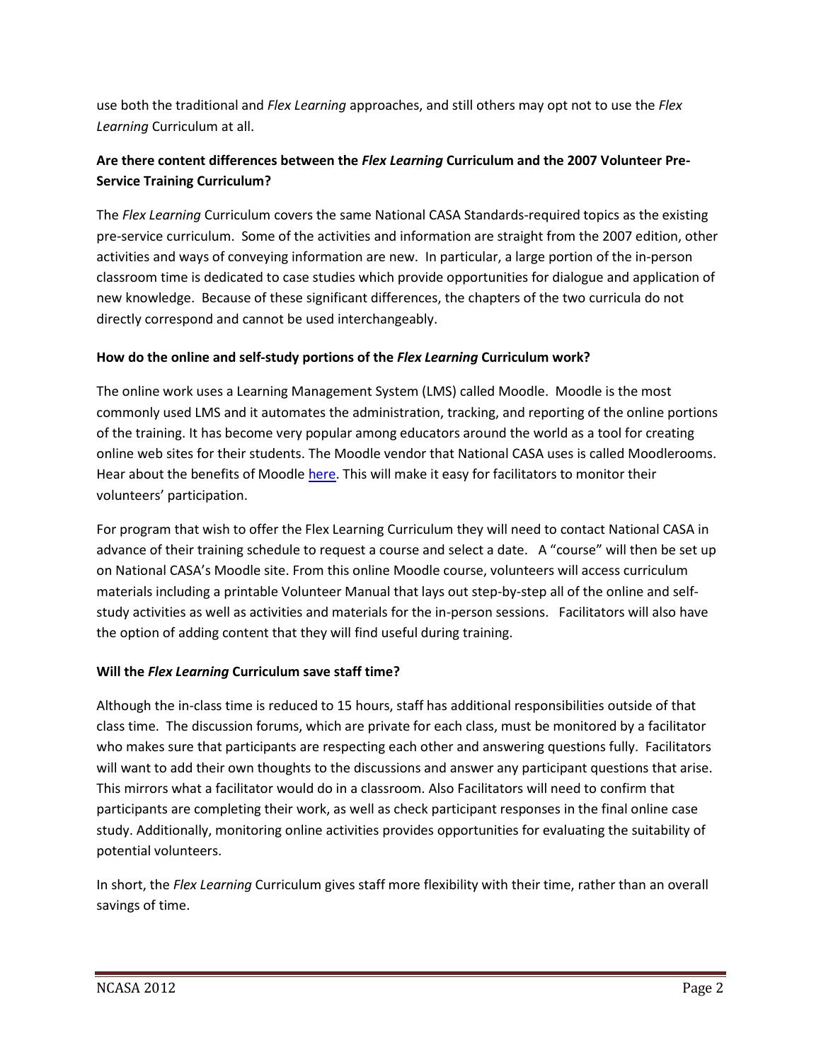use both the traditional and *Flex Learning* approaches, and still others may opt not to use the *Flex Learning* Curriculum at all.

**Are there content differences between the *Flex Learning* Curriculum and the 2007 Volunteer Pre-Service Training Curriculum?**

The *Flex Learning* Curriculum covers the same National CASA Standards-required topics as the existing pre-service curriculum. Some of the activities and information are straight from the 2007 edition, other activities and ways of conveying information are new. In particular, a large portion of the in-person classroom time is dedicated to case studies which provide opportunities for dialogue and application of new knowledge. Because of these significant differences, the chapters of the two curricula do not directly correspond and cannot be used interchangeably.

**How do the online and self-study portions of the *Flex Learning* Curriculum work?**

The online work uses a Learning Management System (LMS) called Moodle. Moodle is the most commonly used LMS and it automates the administration, tracking, and reporting of the online portions of the training. It has become very popular among educators around the world as a tool for creating online web sites for their students. The Moodle vendor that National CASA uses is called Moodlerooms. Hear about the benefits of Moodle [here](). This will make it easy for facilitators to monitor their volunteers' participation.

For program that wish to offer the Flex Learning Curriculum they will need to contact National CASA in advance of their training schedule to request a course and select a date. A "course" will then be set up on National CASA's Moodle site. From this online Moodle course, volunteers will access curriculum materials including a printable Volunteer Manual that lays out step-by-step all of the online and self-study activities as well as activities and materials for the in-person sessions. Facilitators will also have the option of adding content that they will find useful during training.

**Will the *Flex Learning* Curriculum save staff time?**

Although the in-class time is reduced to 15 hours, staff has additional responsibilities outside of that class time. The discussion forums, which are private for each class, must be monitored by a facilitator who makes sure that participants are respecting each other and answering questions fully. Facilitators will want to add their own thoughts to the discussions and answer any participant questions that arise. This mirrors what a facilitator would do in a classroom. Also Facilitators will need to confirm that participants are completing their work, as well as check participant responses in the final online case study. Additionally, monitoring online activities provides opportunities for evaluating the suitability of potential volunteers.

In short, the *Flex Learning* Curriculum gives staff more flexibility with their time, rather than an overall savings of time.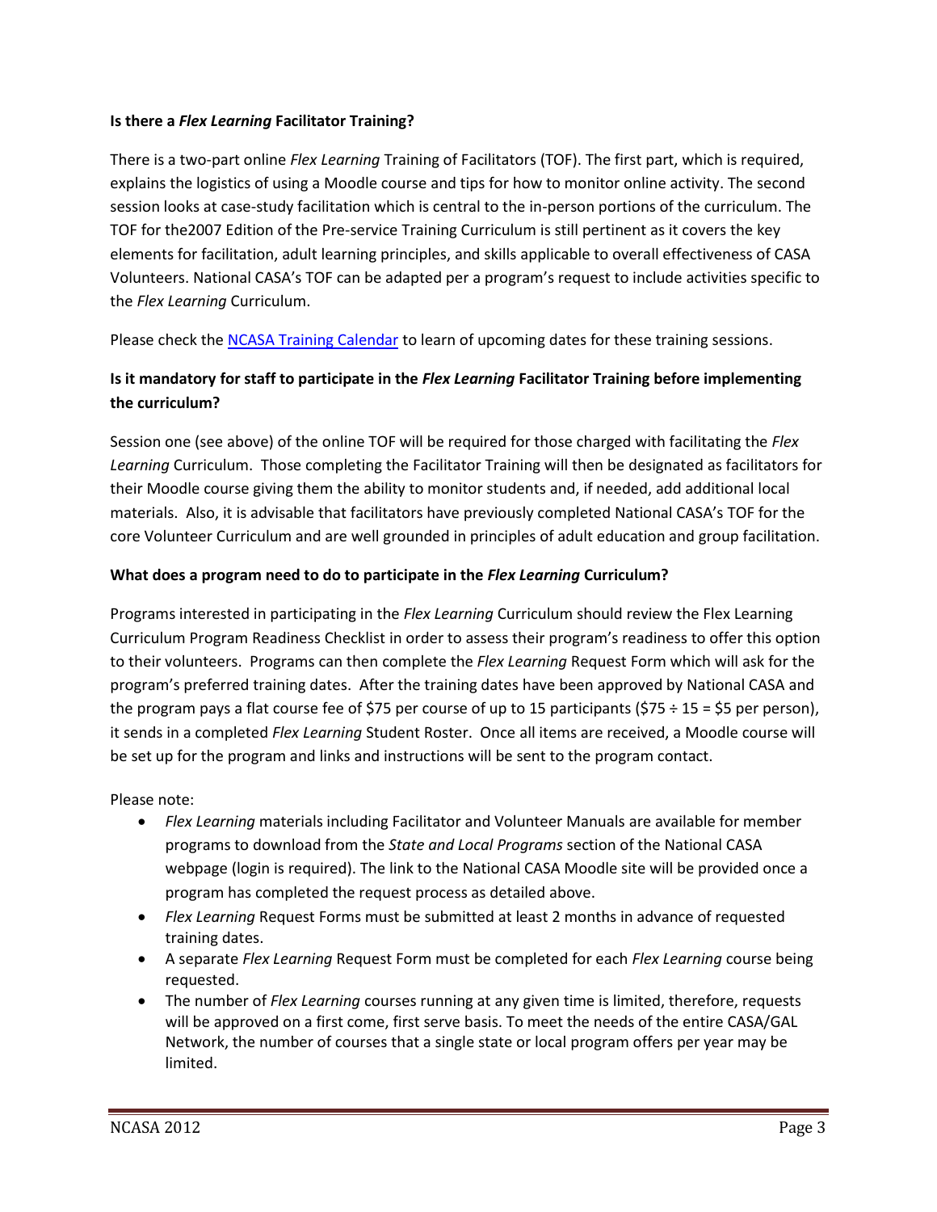**Is there a *Flex Learning* Facilitator Training?**

There is a two-part online *Flex Learning* Training of Facilitators (TOF). The first part, which is required, explains the logistics of using a Moodle course and tips for how to monitor online activity. The second session looks at case-study facilitation which is central to the in-person portions of the curriculum. The TOF for the2007 Edition of the Pre-service Training Curriculum is still pertinent as it covers the key elements for facilitation, adult learning principles, and skills applicable to overall effectiveness of CASA Volunteers. National CASA's TOF can be adapted per a program's request to include activities specific to the *Flex Learning* Curriculum.

Please check the NCASA Training Calendar to learn of upcoming dates for these training sessions.

**Is it mandatory for staff to participate in the *Flex Learning* Facilitator Training before implementing the curriculum?**

Session one (see above) of the online TOF will be required for those charged with facilitating the *Flex Learning* Curriculum. Those completing the Facilitator Training will then be designated as facilitators for their Moodle course giving them the ability to monitor students and, if needed, add additional local materials. Also, it is advisable that facilitators have previously completed National CASA's TOF for the core Volunteer Curriculum and are well grounded in principles of adult education and group facilitation.

**What does a program need to do to participate in the *Flex Learning* Curriculum?**

Programs interested in participating in the *Flex Learning* Curriculum should review the Flex Learning Curriculum Program Readiness Checklist in order to assess their program's readiness to offer this option to their volunteers. Programs can then complete the *Flex Learning* Request Form which will ask for the program's preferred training dates. After the training dates have been approved by National CASA and the program pays a flat course fee of $75 per course of up to 15 participants ($75 ÷ 15 = $5 per person), it sends in a completed *Flex Learning* Student Roster. Once all items are received, a Moodle course will be set up for the program and links and instructions will be sent to the program contact.

Please note:

- *Flex Learning* materials including Facilitator and Volunteer Manuals are available for member programs to download from the *State and Local Programs* section of the National CASA webpage (login is required). The link to the National CASA Moodle site will be provided once a program has completed the request process as detailed above.
- *Flex Learning* Request Forms must be submitted at least 2 months in advance of requested training dates.
- A separate *Flex Learning* Request Form must be completed for each *Flex Learning* course being requested.
- The number of *Flex Learning* courses running at any given time is limited, therefore, requests will be approved on a first come, first serve basis. To meet the needs of the entire CASA/GAL Network, the number of courses that a single state or local program offers per year may be limited.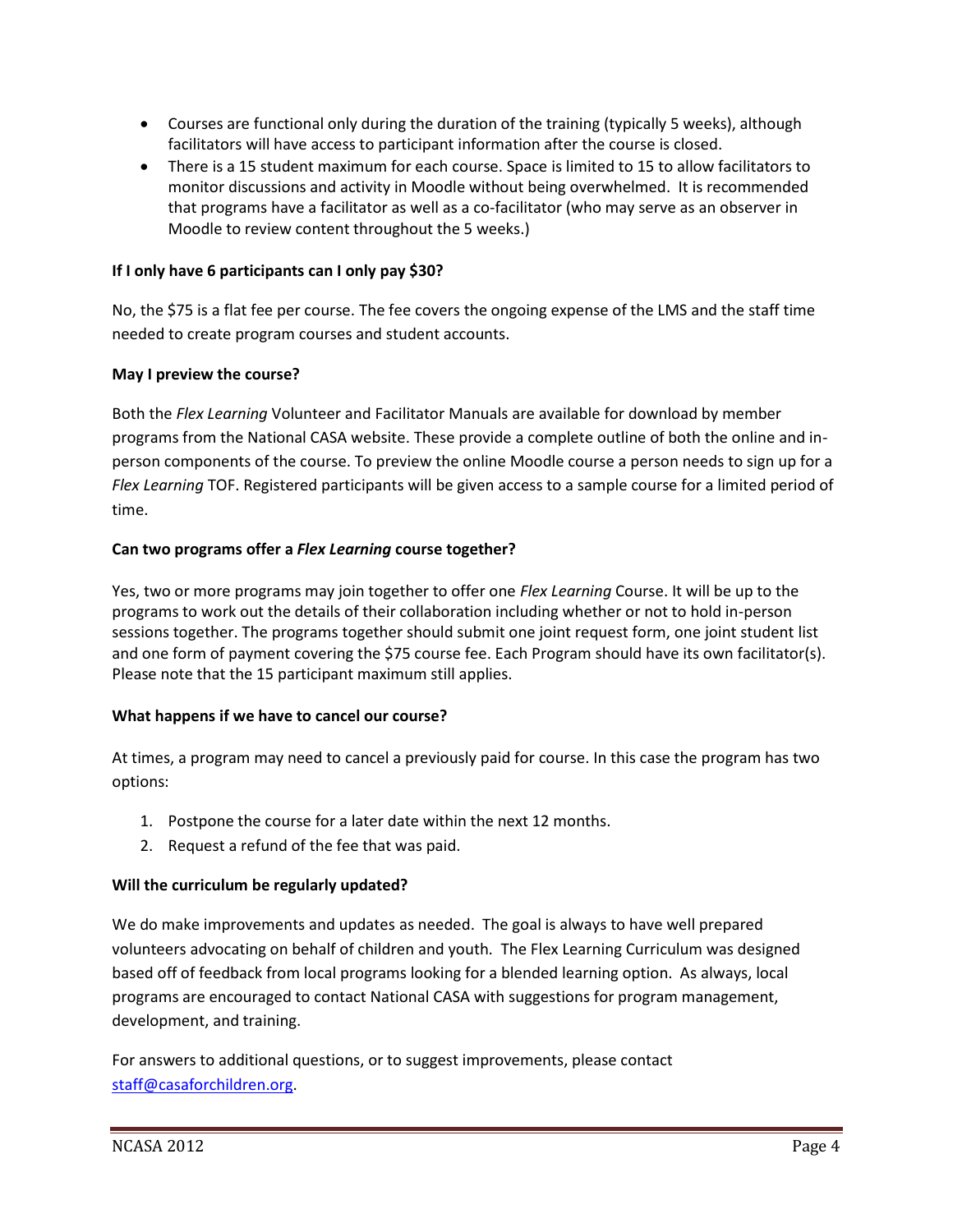- Courses are functional only during the duration of the training (typically 5 weeks), although facilitators will have access to participant information after the course is closed.
- There is a 15 student maximum for each course. Space is limited to 15 to allow facilitators to monitor discussions and activity in Moodle without being overwhelmed. It is recommended that programs have a facilitator as well as a co-facilitator (who may serve as an observer in Moodle to review content throughout the 5 weeks.)

**If I only have 6 participants can I only pay $30?**

No, the $75 is a flat fee per course. The fee covers the ongoing expense of the LMS and the staff time needed to create program courses and student accounts.

**May I preview the course?**

Both the *Flex Learning* Volunteer and Facilitator Manuals are available for download by member programs from the National CASA website. These provide a complete outline of both the online and in-person components of the course. To preview the online Moodle course a person needs to sign up for a *Flex Learning* TOF. Registered participants will be given access to a sample course for a limited period of time.

**Can two programs offer a *Flex Learning* course together?**

Yes, two or more programs may join together to offer one *Flex Learning* Course. It will be up to the programs to work out the details of their collaboration including whether or not to hold in-person sessions together. The programs together should submit one joint request form, one joint student list and one form of payment covering the $75 course fee. Each Program should have its own facilitator(s). Please note that the 15 participant maximum still applies.

**What happens if we have to cancel our course?**

At times, a program may need to cancel a previously paid for course. In this case the program has two options:

1. Postpone the course for a later date within the next 12 months.
2. Request a refund of the fee that was paid.

**Will the curriculum be regularly updated?**

We do make improvements and updates as needed. The goal is always to have well prepared volunteers advocating on behalf of children and youth. The Flex Learning Curriculum was designed based off of feedback from local programs looking for a blended learning option. As always, local programs are encouraged to contact National CASA with suggestions for program management, development, and training.

For answers to additional questions, or to suggest improvements, please contact staff@casaforchildren.org.